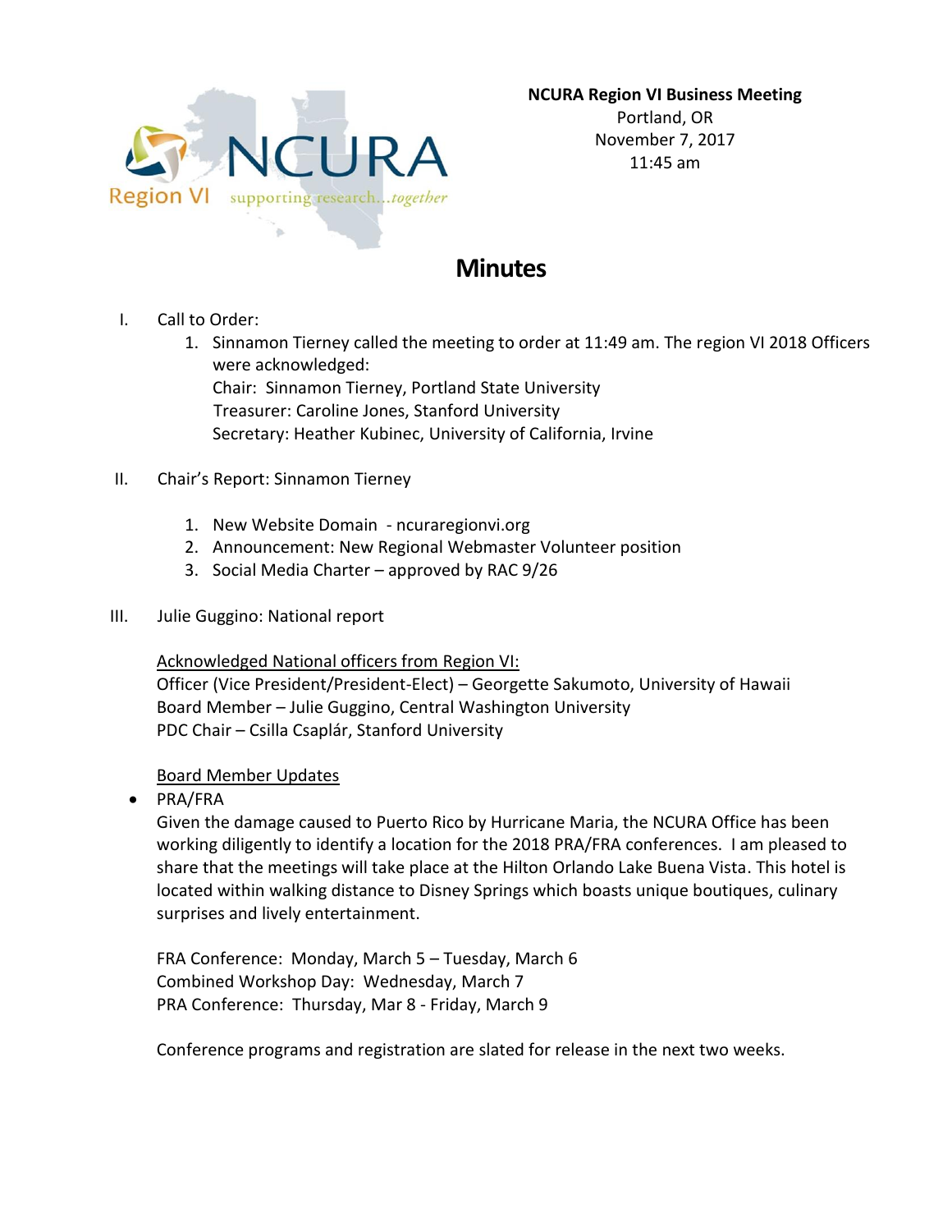**NCURA Region VI Business Meeting**
Portland, OR
November 7, 2017
11:45 am

# Minutes

I. Call to Order:

1. Sinnamon Tierney called the meeting to order at 11:49 am. The region VI 2018 Officers were acknowledged:
   Chair: Sinnamon Tierney, Portland State University
   Treasurer: Caroline Jones, Stanford University
   Secretary: Heather Kubinec, University of California, Irvine

II. Chair's Report: Sinnamon Tierney

1. New Website Domain - ncuraregionvi.org
2. Announcement: New Regional Webmaster Volunteer position
3. Social Media Charter – approved by RAC 9/26

III. Julie Guggino: National report

Acknowledged National officers from Region VI:
Officer (Vice President/President-Elect) – Georgette Sakumoto, University of Hawaii
Board Member – Julie Guggino, Central Washington University
PDC Chair – Csilla Csaplár, Stanford University

Board Member Updates

- PRA/FRA
  Given the damage caused to Puerto Rico by Hurricane Maria, the NCURA Office has been working diligently to identify a location for the 2018 PRA/FRA conferences. I am pleased to share that the meetings will take place at the Hilton Orlando Lake Buena Vista. This hotel is located within walking distance to Disney Springs which boasts unique boutiques, culinary surprises and lively entertainment.

  FRA Conference: Monday, March 5 – Tuesday, March 6
  Combined Workshop Day: Wednesday, March 7
  PRA Conference: Thursday, Mar 8 - Friday, March 9

  Conference programs and registration are slated for release in the next two weeks.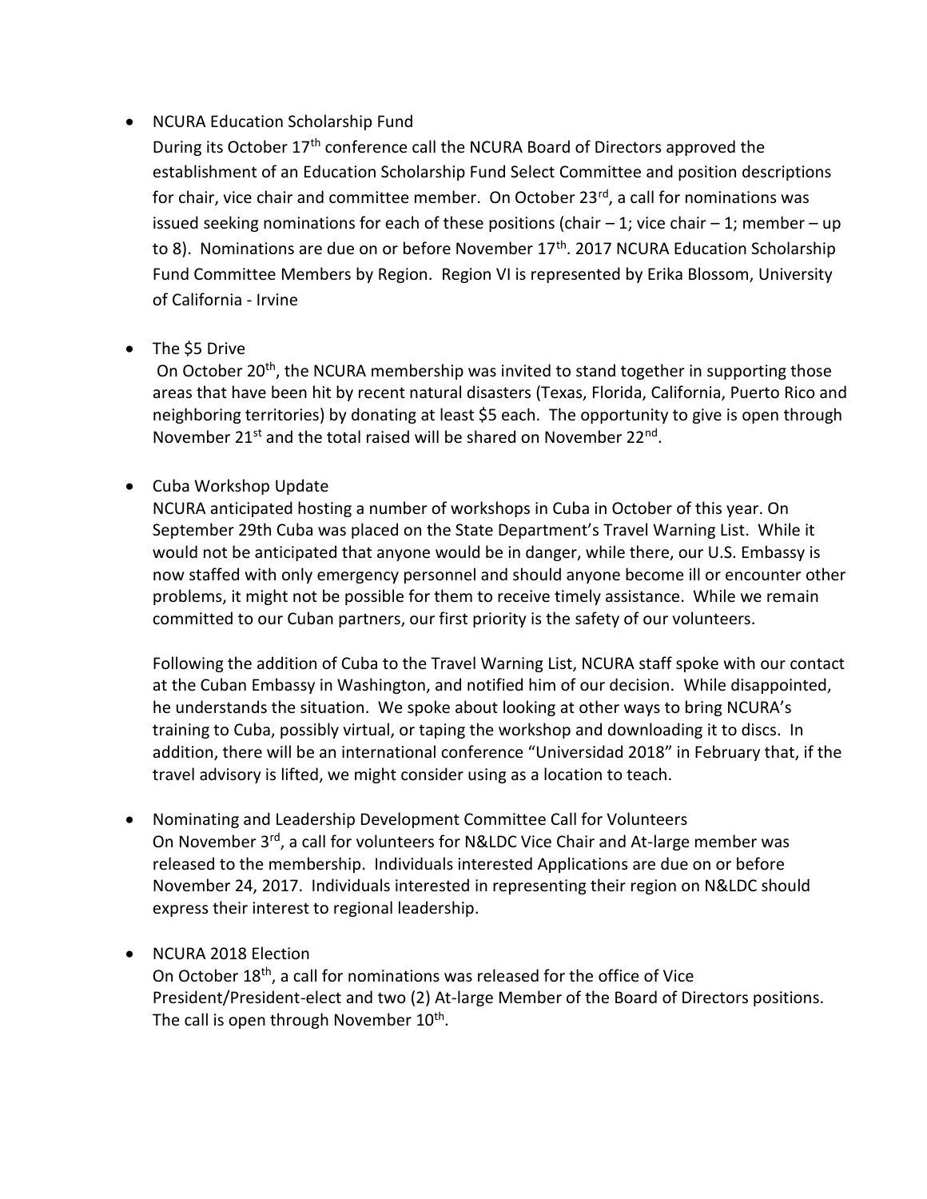- NCURA Education Scholarship Fund

  During its October 17th conference call the NCURA Board of Directors approved the establishment of an Education Scholarship Fund Select Committee and position descriptions for chair, vice chair and committee member. On October 23rd, a call for nominations was issued seeking nominations for each of these positions (chair – 1; vice chair – 1; member – up to 8). Nominations are due on or before November 17th. 2017 NCURA Education Scholarship Fund Committee Members by Region. Region VI is represented by Erika Blossom, University of California - Irvine

- The $5 Drive

  On October 20th, the NCURA membership was invited to stand together in supporting those areas that have been hit by recent natural disasters (Texas, Florida, California, Puerto Rico and neighboring territories) by donating at least $5 each. The opportunity to give is open through November 21st and the total raised will be shared on November 22nd.

- Cuba Workshop Update

  NCURA anticipated hosting a number of workshops in Cuba in October of this year. On September 29th Cuba was placed on the State Department's Travel Warning List. While it would not be anticipated that anyone would be in danger, while there, our U.S. Embassy is now staffed with only emergency personnel and should anyone become ill or encounter other problems, it might not be possible for them to receive timely assistance. While we remain committed to our Cuban partners, our first priority is the safety of our volunteers.

  Following the addition of Cuba to the Travel Warning List, NCURA staff spoke with our contact at the Cuban Embassy in Washington, and notified him of our decision. While disappointed, he understands the situation. We spoke about looking at other ways to bring NCURA's training to Cuba, possibly virtual, or taping the workshop and downloading it to discs. In addition, there will be an international conference "Universidad 2018" in February that, if the travel advisory is lifted, we might consider using as a location to teach.

- Nominating and Leadership Development Committee Call for Volunteers

  On November 3rd, a call for volunteers for N&LDC Vice Chair and At-large member was released to the membership. Individuals interested Applications are due on or before November 24, 2017. Individuals interested in representing their region on N&LDC should express their interest to regional leadership.

- NCURA 2018 Election

  On October 18th, a call for nominations was released for the office of Vice President/President-elect and two (2) At-large Member of the Board of Directors positions. The call is open through November 10th.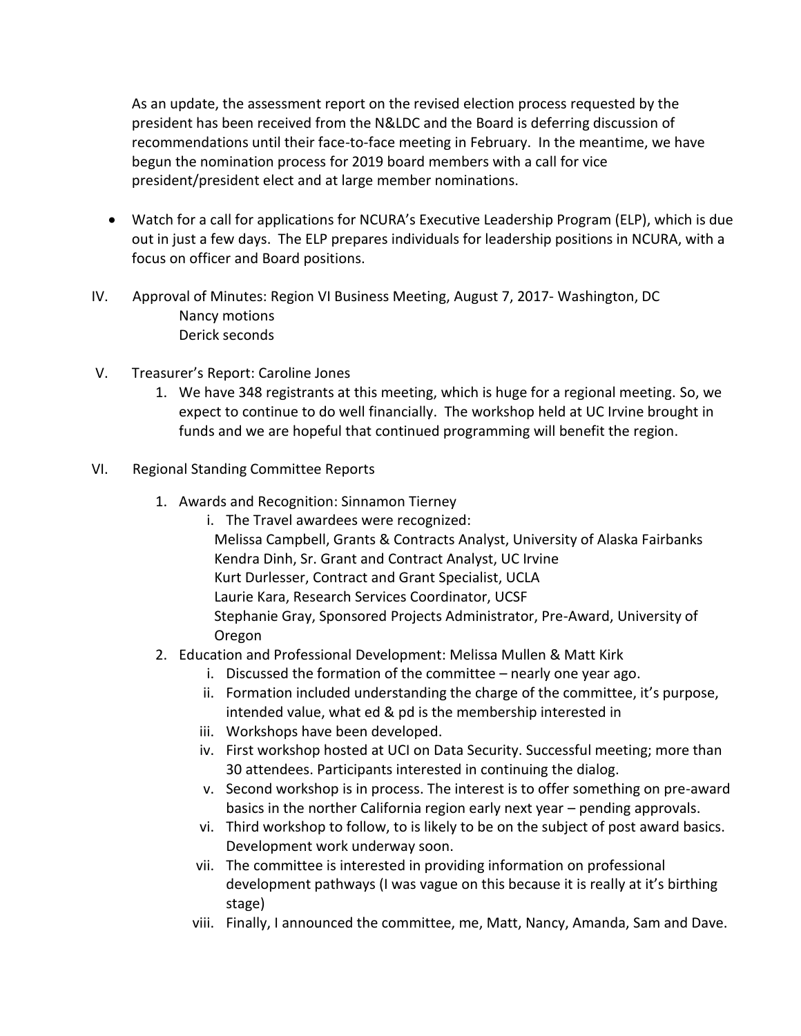As an update, the assessment report on the revised election process requested by the president has been received from the N&LDC and the Board is deferring discussion of recommendations until their face-to-face meeting in February. In the meantime, we have begun the nomination process for 2019 board members with a call for vice president/president elect and at large member nominations.

- Watch for a call for applications for NCURA's Executive Leadership Program (ELP), which is due out in just a few days. The ELP prepares individuals for leadership positions in NCURA, with a focus on officer and Board positions.

IV. Approval of Minutes: Region VI Business Meeting, August 7, 2017- Washington, DC
   Nancy motions
   Derick seconds

V. Treasurer's Report: Caroline Jones
   1. We have 348 registrants at this meeting, which is huge for a regional meeting. So, we expect to continue to do well financially. The workshop held at UC Irvine brought in funds and we are hopeful that continued programming will benefit the region.

VI. Regional Standing Committee Reports
   1. Awards and Recognition: Sinnamon Tierney
      i. The Travel awardees were recognized:
         Melissa Campbell, Grants & Contracts Analyst, University of Alaska Fairbanks
         Kendra Dinh, Sr. Grant and Contract Analyst, UC Irvine
         Kurt Durlesser, Contract and Grant Specialist, UCLA
         Laurie Kara, Research Services Coordinator, UCSF
         Stephanie Gray, Sponsored Projects Administrator, Pre-Award, University of Oregon
   2. Education and Professional Development: Melissa Mullen & Matt Kirk
      i. Discussed the formation of the committee – nearly one year ago.
      ii. Formation included understanding the charge of the committee, it's purpose, intended value, what ed & pd is the membership interested in
      iii. Workshops have been developed.
      iv. First workshop hosted at UCI on Data Security. Successful meeting; more than 30 attendees. Participants interested in continuing the dialog.
      v. Second workshop is in process. The interest is to offer something on pre-award basics in the norther California region early next year – pending approvals.
      vi. Third workshop to follow, to is likely to be on the subject of post award basics. Development work underway soon.
      vii. The committee is interested in providing information on professional development pathways (I was vague on this because it is really at it's birthing stage)
      viii. Finally, I announced the committee, me, Matt, Nancy, Amanda, Sam and Dave.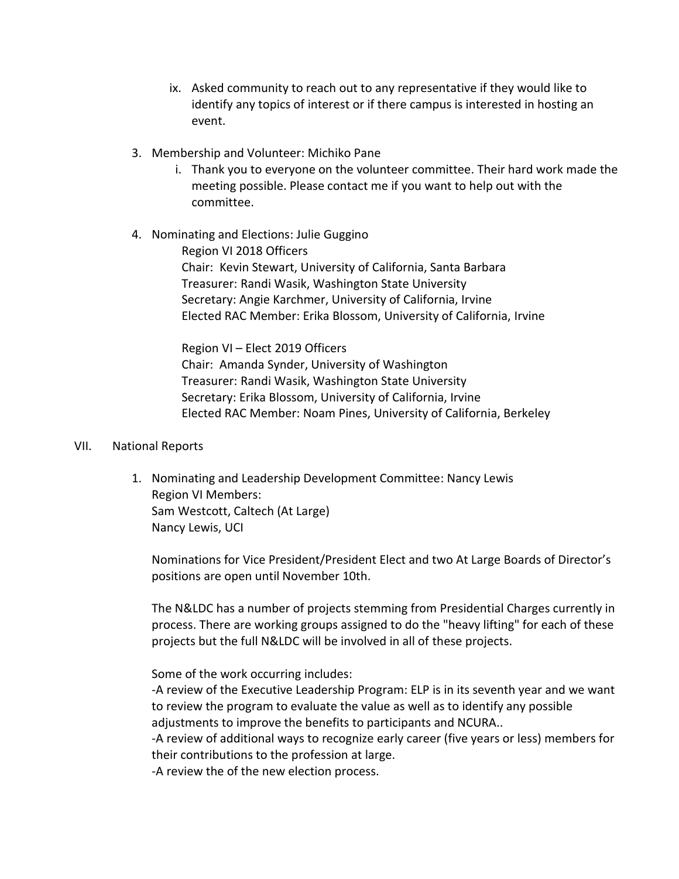ix. Asked community to reach out to any representative if they would like to identify any topics of interest or if there campus is interested in hosting an event.

3. Membership and Volunteer: Michiko Pane
   i. Thank you to everyone on the volunteer committee. Their hard work made the meeting possible. Please contact me if you want to help out with the committee.

4. Nominating and Elections: Julie Guggino

   Region VI 2018 Officers
   Chair: Kevin Stewart, University of California, Santa Barbara
   Treasurer: Randi Wasik, Washington State University
   Secretary: Angie Karchmer, University of California, Irvine
   Elected RAC Member: Erika Blossom, University of California, Irvine

   Region VI – Elect 2019 Officers
   Chair: Amanda Synder, University of Washington
   Treasurer: Randi Wasik, Washington State University
   Secretary: Erika Blossom, University of California, Irvine
   Elected RAC Member: Noam Pines, University of California, Berkeley

VII. National Reports

1. Nominating and Leadership Development Committee: Nancy Lewis
   Region VI Members:
   Sam Westcott, Caltech (At Large)
   Nancy Lewis, UCI

   Nominations for Vice President/President Elect and two At Large Boards of Director's positions are open until November 10th.

   The N&LDC has a number of projects stemming from Presidential Charges currently in process. There are working groups assigned to do the "heavy lifting" for each of these projects but the full N&LDC will be involved in all of these projects.

   Some of the work occurring includes:
   -A review of the Executive Leadership Program: ELP is in its seventh year and we want to review the program to evaluate the value as well as to identify any possible adjustments to improve the benefits to participants and NCURA..
   -A review of additional ways to recognize early career (five years or less) members for their contributions to the profession at large.
   -A review the of the new election process.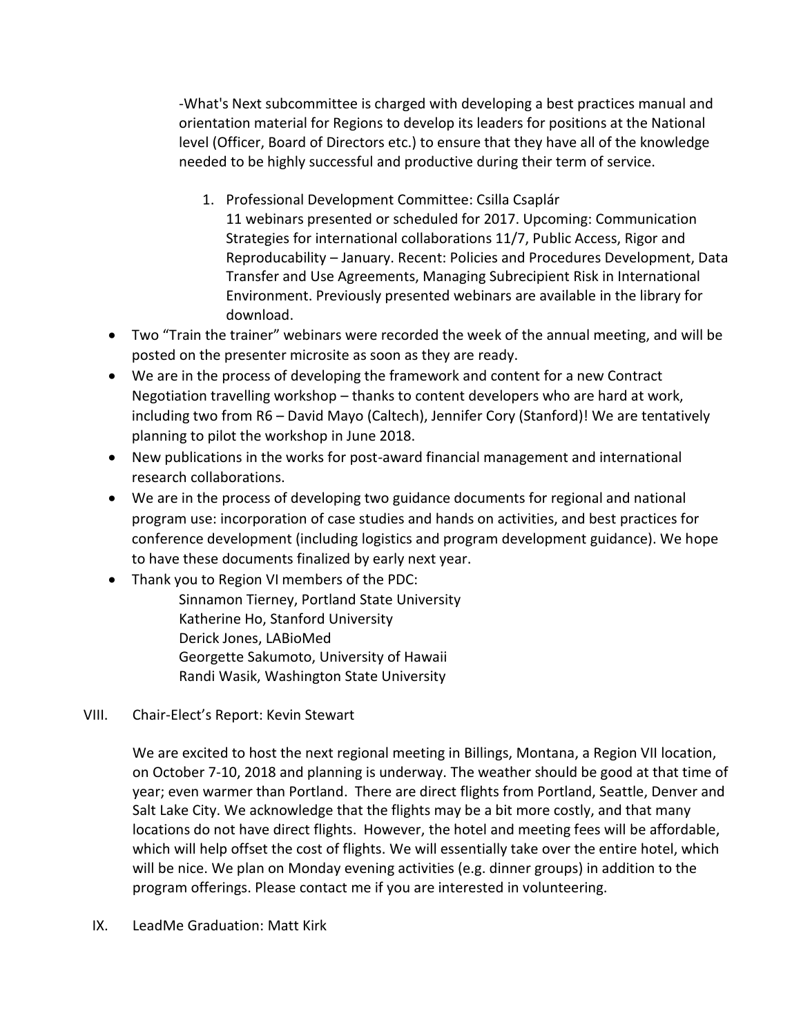-What's Next subcommittee is charged with developing a best practices manual and orientation material for Regions to develop its leaders for positions at the National level (Officer, Board of Directors etc.) to ensure that they have all of the knowledge needed to be highly successful and productive during their term of service.

1. Professional Development Committee: Csilla Csaplár
   11 webinars presented or scheduled for 2017. Upcoming: Communication Strategies for international collaborations 11/7, Public Access, Rigor and Reproducability – January. Recent: Policies and Procedures Development, Data Transfer and Use Agreements, Managing Subrecipient Risk in International Environment. Previously presented webinars are available in the library for download.

- Two "Train the trainer" webinars were recorded the week of the annual meeting, and will be posted on the presenter microsite as soon as they are ready.
- We are in the process of developing the framework and content for a new Contract Negotiation travelling workshop – thanks to content developers who are hard at work, including two from R6 – David Mayo (Caltech), Jennifer Cory (Stanford)! We are tentatively planning to pilot the workshop in June 2018.
- New publications in the works for post-award financial management and international research collaborations.
- We are in the process of developing two guidance documents for regional and national program use: incorporation of case studies and hands on activities, and best practices for conference development (including logistics and program development guidance). We hope to have these documents finalized by early next year.
- Thank you to Region VI members of the PDC:
  Sinnamon Tierney, Portland State University
  Katherine Ho, Stanford University
  Derick Jones, LABioMed
  Georgette Sakumoto, University of Hawaii
  Randi Wasik, Washington State University

VIII. Chair-Elect's Report: Kevin Stewart

We are excited to host the next regional meeting in Billings, Montana, a Region VII location, on October 7-10, 2018 and planning is underway. The weather should be good at that time of year; even warmer than Portland. There are direct flights from Portland, Seattle, Denver and Salt Lake City. We acknowledge that the flights may be a bit more costly, and that many locations do not have direct flights. However, the hotel and meeting fees will be affordable, which will help offset the cost of flights. We will essentially take over the entire hotel, which will be nice. We plan on Monday evening activities (e.g. dinner groups) in addition to the program offerings. Please contact me if you are interested in volunteering.

IX. LeadMe Graduation: Matt Kirk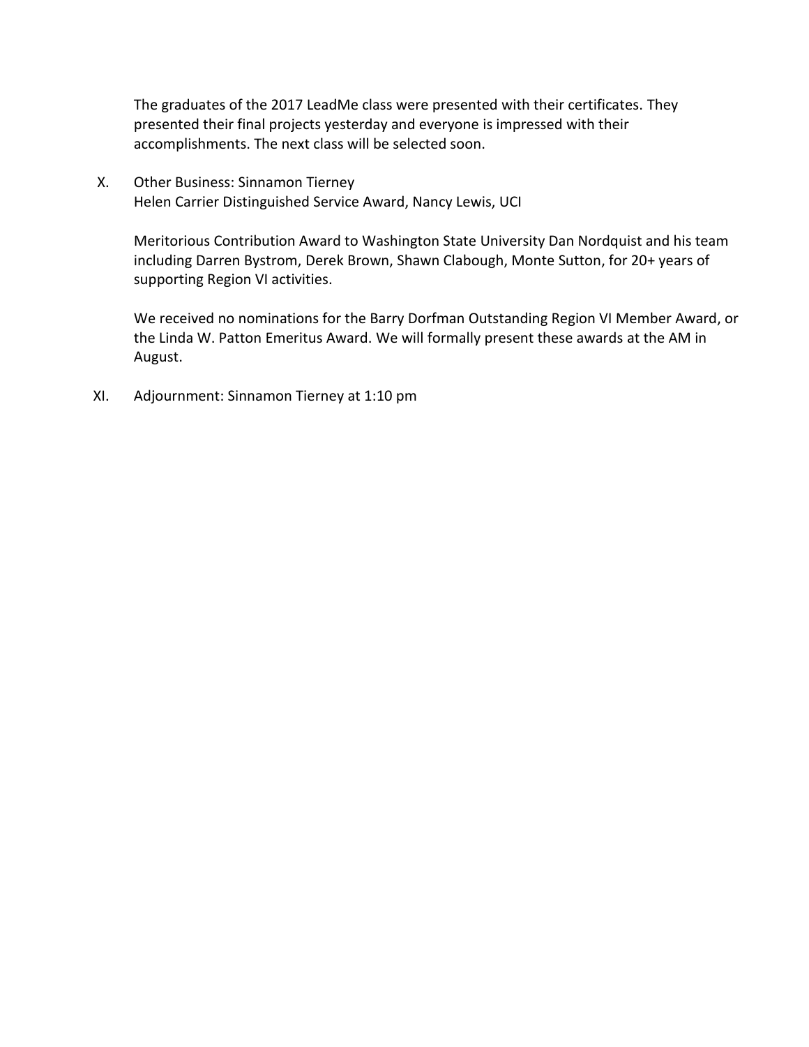The graduates of the 2017 LeadMe class were presented with their certificates. They presented their final projects yesterday and everyone is impressed with their accomplishments. The next class will be selected soon.

X. Other Business: Sinnamon Tierney
Helen Carrier Distinguished Service Award, Nancy Lewis, UCI

Meritorious Contribution Award to Washington State University Dan Nordquist and his team including Darren Bystrom, Derek Brown, Shawn Clabough, Monte Sutton, for 20+ years of supporting Region VI activities.

We received no nominations for the Barry Dorfman Outstanding Region VI Member Award, or the Linda W. Patton Emeritus Award. We will formally present these awards at the AM in August.

XI. Adjournment: Sinnamon Tierney at 1:10 pm